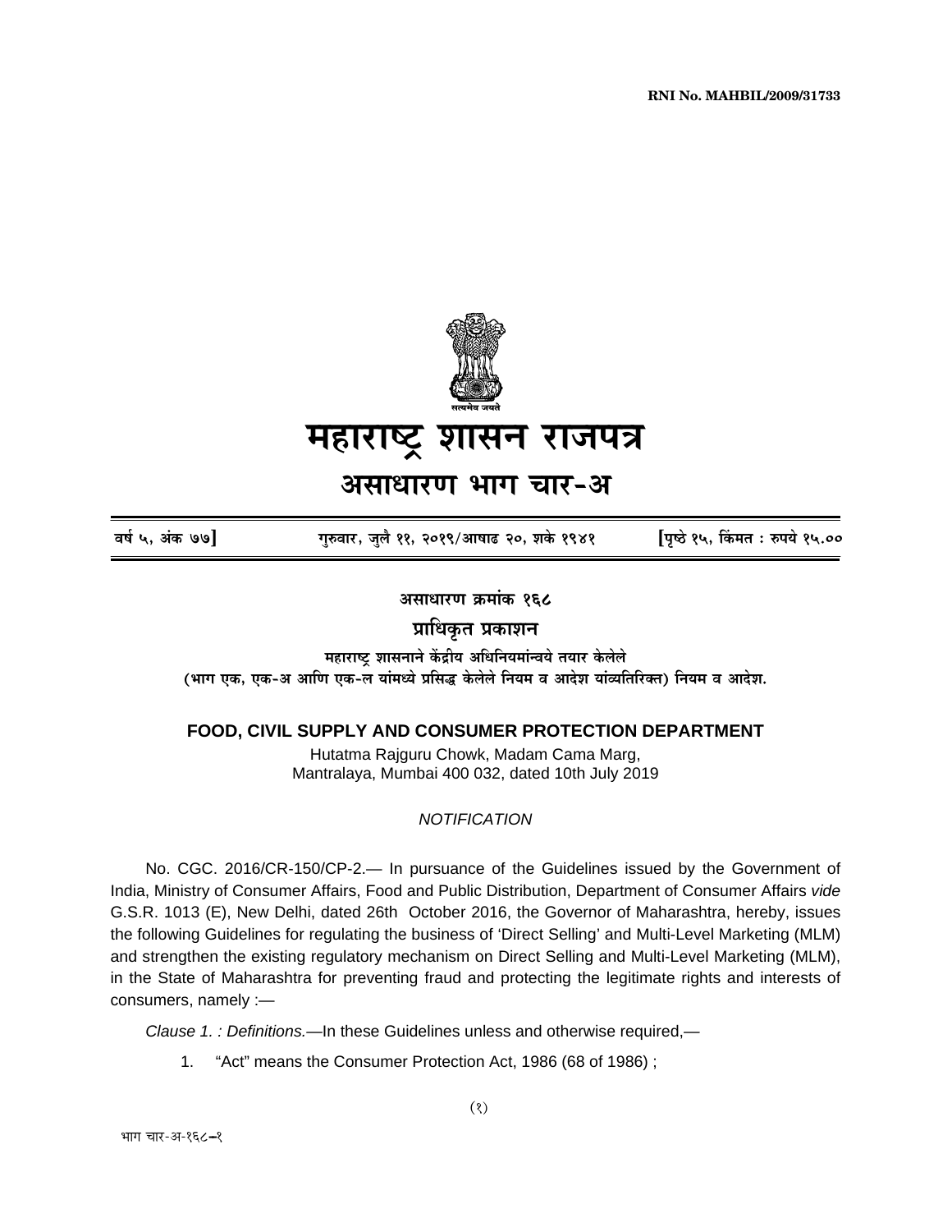RNI No. MAHBIL/2009/31733

# महाराष्ट्र शासन राजपत्र

## असाधारण भाग चार-अ

**वर्ष ५, अंक ७७]** गुरुवार, जुलै ११, २०१९/आषाढ २०, शके १९४१ **[पृष्ठे १५, किंमत : रुपये १५.००**

**असाधारण क्रमांक १६८**

**प्राधिकृत प्रकाशन**

**महाराष्ट्र शासनाने केंद्रीय अधिनियमांन्वये तयार केलेले (भाग एक, एक-अ आणि एक-ल यांमध्ये प्रसिद्ध केलेले नियम व आदेश यांव्यतिरिक्त) नियम व आदेश.**

**FOOD, CIVIL SUPPLY AND CONSUMER PROTECTION DEPARTMENT**

Hutatma Rajguru Chowk, Madam Cama Marg,
Mantralaya, Mumbai 400 032, dated 10th July 2019

*NOTIFICATION*

No. CGC. 2016/CR-150/CP-2.— In pursuance of the Guidelines issued by the Government of India, Ministry of Consumer Affairs, Food and Public Distribution, Department of Consumer Affairs *vide* G.S.R. 1013 (E), New Delhi, dated 26th October 2016, the Governor of Maharashtra, hereby, issues the following Guidelines for regulating the business of 'Direct Selling' and Multi-Level Marketing (MLM) and strengthen the existing regulatory mechanism on Direct Selling and Multi-Level Marketing (MLM), in the State of Maharashtra for preventing fraud and protecting the legitimate rights and interests of consumers, namely :—

*Clause 1. : Definitions.*—In these Guidelines unless and otherwise required,—

1. "Act" means the Consumer Protection Act, 1986 (68 of 1986) ;

भाग चार-अ-१६८—१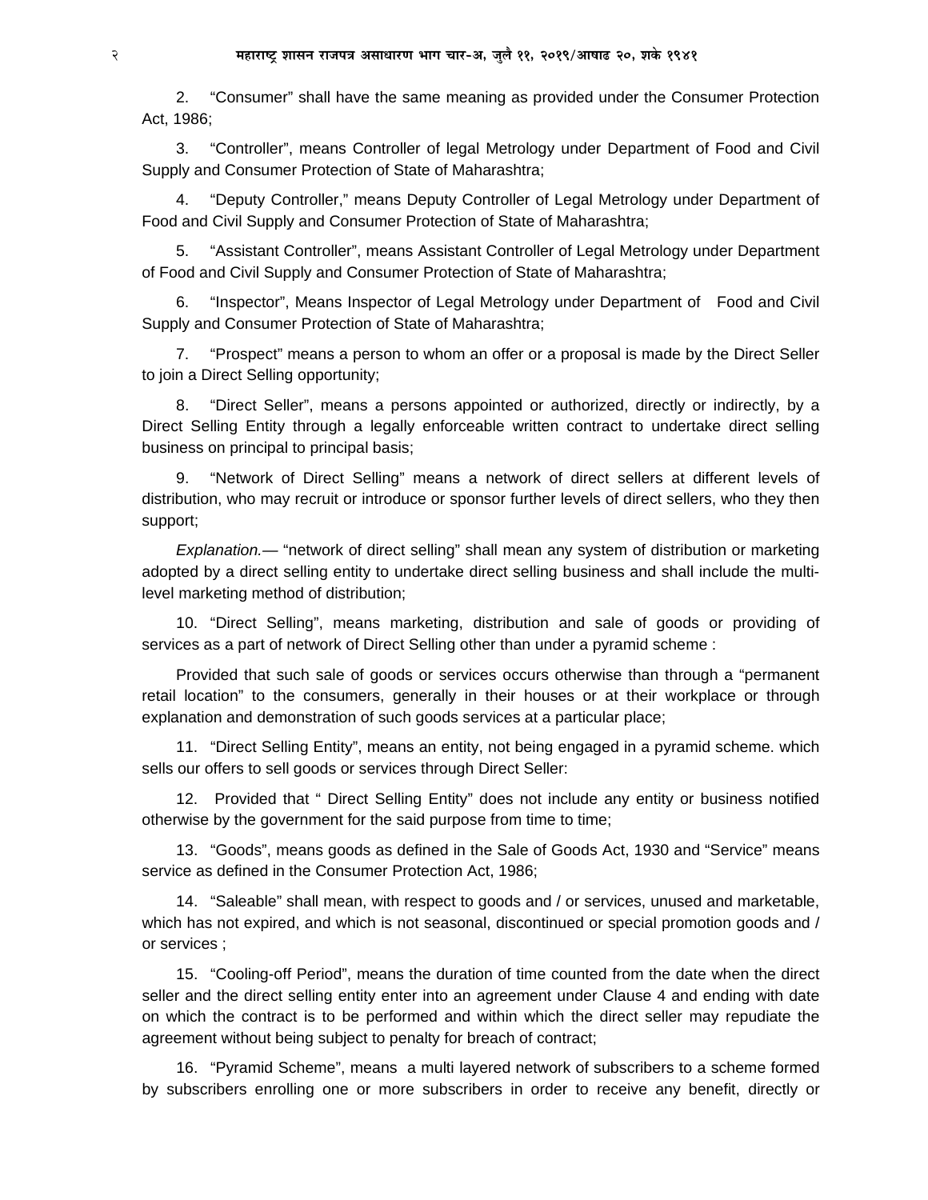2. “Consumer” shall have the same meaning as provided under the Consumer Protection Act, 1986;

3. “Controller”, means Controller of legal Metrology under Department of Food and Civil Supply and Consumer Protection of State of Maharashtra;

4. “Deputy Controller,” means Deputy Controller of Legal Metrology under Department of Food and Civil Supply and Consumer Protection of State of Maharashtra;

5. “Assistant Controller”, means Assistant Controller of Legal Metrology under Department of Food and Civil Supply and Consumer Protection of State of Maharashtra;

6. “Inspector”, Means Inspector of Legal Metrology under Department of Food and Civil Supply and Consumer Protection of State of Maharashtra;

7. “Prospect” means a person to whom an offer or a proposal is made by the Direct Seller to join a Direct Selling opportunity;

8. “Direct Seller”, means a persons appointed or authorized, directly or indirectly, by a Direct Selling Entity through a legally enforceable written contract to undertake direct selling business on principal to principal basis;

9. “Network of Direct Selling” means a network of direct sellers at different levels of distribution, who may recruit or introduce or sponsor further levels of direct sellers, who they then support;

*Explanation.*— “network of direct selling” shall mean any system of distribution or marketing adopted by a direct selling entity to undertake direct selling business and shall include the multi-level marketing method of distribution;

10. “Direct Selling”, means marketing, distribution and sale of goods or providing of services as a part of network of Direct Selling other than under a pyramid scheme :

Provided that such sale of goods or services occurs otherwise than through a “permanent retail location” to the consumers, generally in their houses or at their workplace or through explanation and demonstration of such goods services at a particular place;

11. “Direct Selling Entity”, means an entity, not being engaged in a pyramid scheme. which sells our offers to sell goods or services through Direct Seller:

12. Provided that “ Direct Selling Entity” does not include any entity or business notified otherwise by the government for the said purpose from time to time;

13. “Goods”, means goods as defined in the Sale of Goods Act, 1930 and “Service” means service as defined in the Consumer Protection Act, 1986;

14. “Saleable” shall mean, with respect to goods and / or services, unused and marketable, which has not expired, and which is not seasonal, discontinued or special promotion goods and / or services ;

15. “Cooling-off Period”, means the duration of time counted from the date when the direct seller and the direct selling entity enter into an agreement under Clause 4 and ending with date on which the contract is to be performed and within which the direct seller may repudiate the agreement without being subject to penalty for breach of contract;

16. “Pyramid Scheme”, means a multi layered network of subscribers to a scheme formed by subscribers enrolling one or more subscribers in order to receive any benefit, directly or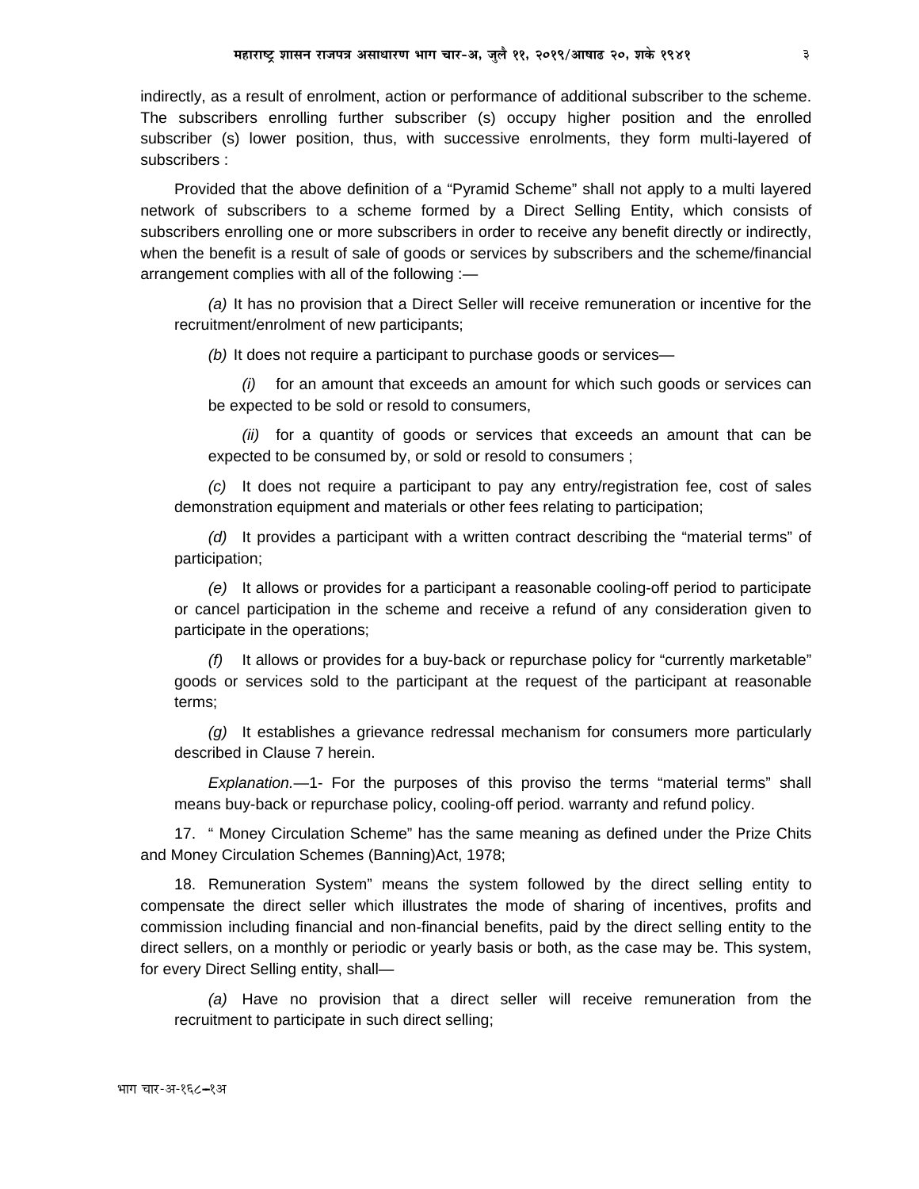indirectly, as a result of enrolment, action or performance of additional subscriber to the scheme. The subscribers enrolling further subscriber (s) occupy higher position and the enrolled subscriber (s) lower position, thus, with successive enrolments, they form multi-layered of subscribers :

Provided that the above definition of a "Pyramid Scheme" shall not apply to a multi layered network of subscribers to a scheme formed by a Direct Selling Entity, which consists of subscribers enrolling one or more subscribers in order to receive any benefit directly or indirectly, when the benefit is a result of sale of goods or services by subscribers and the scheme/financial arrangement complies with all of the following :—

*(a)* It has no provision that a Direct Seller will receive remuneration or incentive for the recruitment/enrolment of new participants;

*(b)* It does not require a participant to purchase goods or services—

*(i)* for an amount that exceeds an amount for which such goods or services can be expected to be sold or resold to consumers,

*(ii)* for a quantity of goods or services that exceeds an amount that can be expected to be consumed by, or sold or resold to consumers ;

*(c)* It does not require a participant to pay any entry/registration fee, cost of sales demonstration equipment and materials or other fees relating to participation;

*(d)* It provides a participant with a written contract describing the "material terms" of participation;

*(e)* It allows or provides for a participant a reasonable cooling-off period to participate or cancel participation in the scheme and receive a refund of any consideration given to participate in the operations;

*(f)* It allows or provides for a buy-back or repurchase policy for "currently marketable" goods or services sold to the participant at the request of the participant at reasonable terms;

*(g)* It establishes a grievance redressal mechanism for consumers more particularly described in Clause 7 herein.

*Explanation.*—1- For the purposes of this proviso the terms "material terms" shall means buy-back or repurchase policy, cooling-off period. warranty and refund policy.

17. " Money Circulation Scheme" has the same meaning as defined under the Prize Chits and Money Circulation Schemes (Banning)Act, 1978;

18. Remuneration System" means the system followed by the direct selling entity to compensate the direct seller which illustrates the mode of sharing of incentives, profits and commission including financial and non-financial benefits, paid by the direct selling entity to the direct sellers, on a monthly or periodic or yearly basis or both, as the case may be. This system, for every Direct Selling entity, shall—

*(a)* Have no provision that a direct seller will receive remuneration from the recruitment to participate in such direct selling;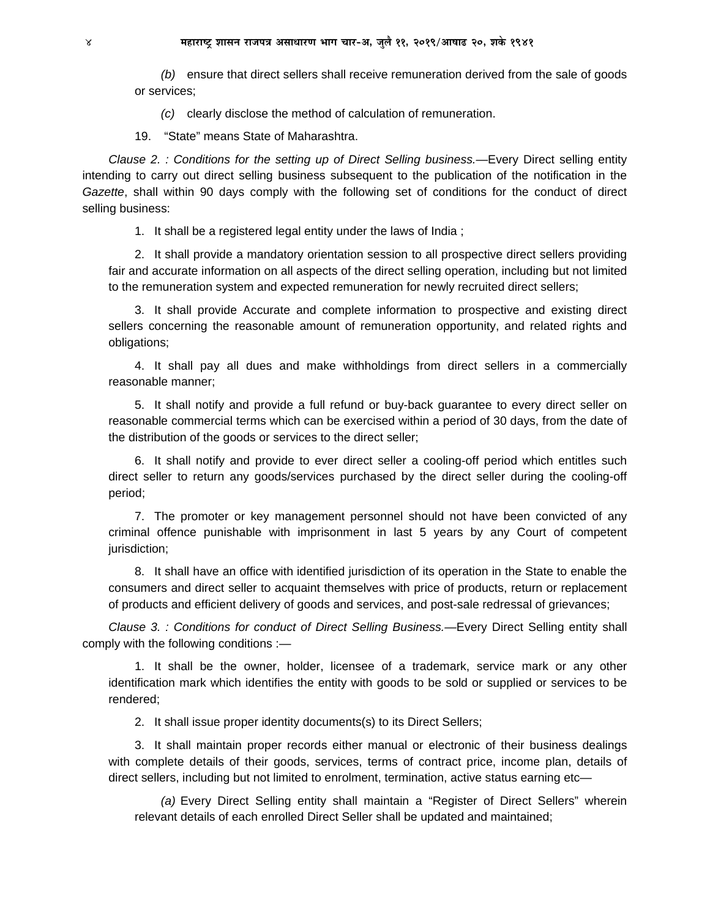(b) ensure that direct sellers shall receive remuneration derived from the sale of goods or services;

(c) clearly disclose the method of calculation of remuneration.

19. "State" means State of Maharashtra.

*Clause 2. : Conditions for the setting up of Direct Selling business.*—Every Direct selling entity intending to carry out direct selling business subsequent to the publication of the notification in the *Gazette*, shall within 90 days comply with the following set of conditions for the conduct of direct selling business:

1. It shall be a registered legal entity under the laws of India ;

2. It shall provide a mandatory orientation session to all prospective direct sellers providing fair and accurate information on all aspects of the direct selling operation, including but not limited to the remuneration system and expected remuneration for newly recruited direct sellers;

3. It shall provide Accurate and complete information to prospective and existing direct sellers concerning the reasonable amount of remuneration opportunity, and related rights and obligations;

4. It shall pay all dues and make withholdings from direct sellers in a commercially reasonable manner;

5. It shall notify and provide a full refund or buy-back guarantee to every direct seller on reasonable commercial terms which can be exercised within a period of 30 days, from the date of the distribution of the goods or services to the direct seller;

6. It shall notify and provide to ever direct seller a cooling-off period which entitles such direct seller to return any goods/services purchased by the direct seller during the cooling-off period;

7. The promoter or key management personnel should not have been convicted of any criminal offence punishable with imprisonment in last 5 years by any Court of competent jurisdiction;

8. It shall have an office with identified jurisdiction of its operation in the State to enable the consumers and direct seller to acquaint themselves with price of products, return or replacement of products and efficient delivery of goods and services, and post-sale redressal of grievances;

*Clause 3. : Conditions for conduct of Direct Selling Business.*—Every Direct Selling entity shall comply with the following conditions :—

1. It shall be the owner, holder, licensee of a trademark, service mark or any other identification mark which identifies the entity with goods to be sold or supplied or services to be rendered;

2. It shall issue proper identity documents(s) to its Direct Sellers;

3. It shall maintain proper records either manual or electronic of their business dealings with complete details of their goods, services, terms of contract price, income plan, details of direct sellers, including but not limited to enrolment, termination, active status earning etc—

(a) Every Direct Selling entity shall maintain a "Register of Direct Sellers" wherein relevant details of each enrolled Direct Seller shall be updated and maintained;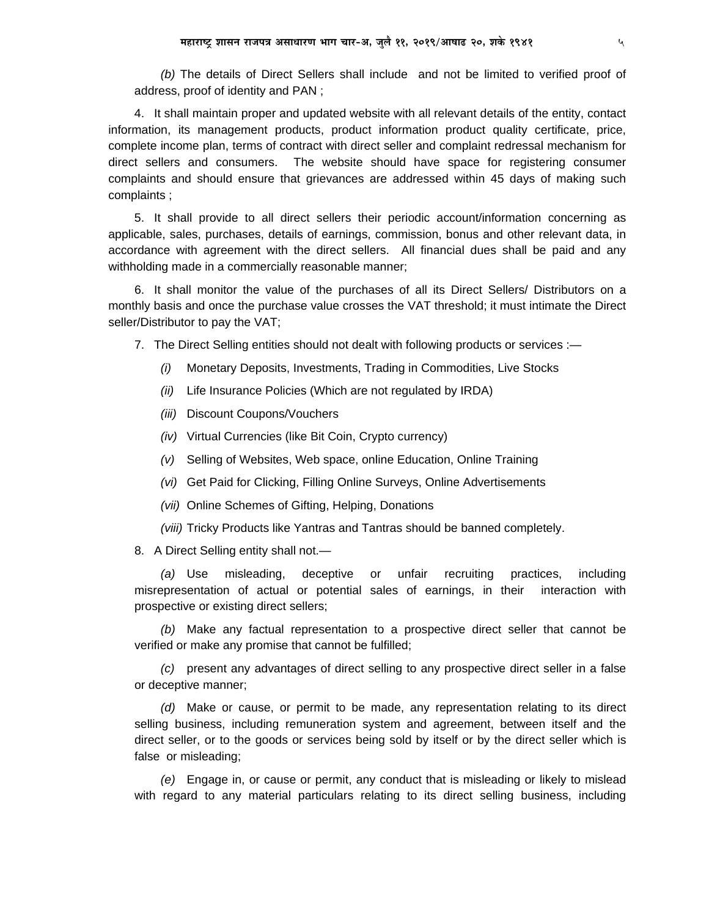*(b)* The details of Direct Sellers shall include and not be limited to verified proof of address, proof of identity and PAN ;

4. It shall maintain proper and updated website with all relevant details of the entity, contact information, its management products, product information product quality certificate, price, complete income plan, terms of contract with direct seller and complaint redressal mechanism for direct sellers and consumers. The website should have space for registering consumer complaints and should ensure that grievances are addressed within 45 days of making such complaints ;

5. It shall provide to all direct sellers their periodic account/information concerning as applicable, sales, purchases, details of earnings, commission, bonus and other relevant data, in accordance with agreement with the direct sellers. All financial dues shall be paid and any withholding made in a commercially reasonable manner;

6. It shall monitor the value of the purchases of all its Direct Sellers/ Distributors on a monthly basis and once the purchase value crosses the VAT threshold; it must intimate the Direct seller/Distributor to pay the VAT;

7. The Direct Selling entities should not dealt with following products or services :—

*(i)* Monetary Deposits, Investments, Trading in Commodities, Live Stocks

*(ii)* Life Insurance Policies (Which are not regulated by IRDA)

*(iii)* Discount Coupons/Vouchers

*(iv)* Virtual Currencies (like Bit Coin, Crypto currency)

*(v)* Selling of Websites, Web space, online Education, Online Training

*(vi)* Get Paid for Clicking, Filling Online Surveys, Online Advertisements

*(vii)* Online Schemes of Gifting, Helping, Donations

*(viii)* Tricky Products like Yantras and Tantras should be banned completely.

8. A Direct Selling entity shall not.—

*(a)* Use misleading, deceptive or unfair recruiting practices, including misrepresentation of actual or potential sales of earnings, in their interaction with prospective or existing direct sellers;

*(b)* Make any factual representation to a prospective direct seller that cannot be verified or make any promise that cannot be fulfilled;

*(c)* present any advantages of direct selling to any prospective direct seller in a false or deceptive manner;

*(d)* Make or cause, or permit to be made, any representation relating to its direct selling business, including remuneration system and agreement, between itself and the direct seller, or to the goods or services being sold by itself or by the direct seller which is false or misleading;

*(e)* Engage in, or cause or permit, any conduct that is misleading or likely to mislead with regard to any material particulars relating to its direct selling business, including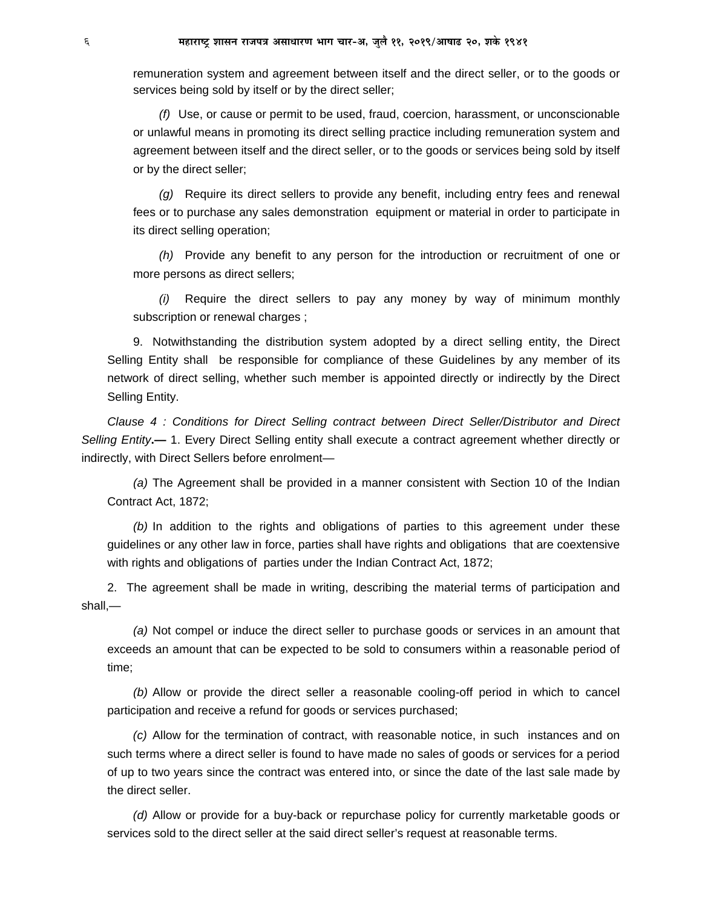remuneration system and agreement between itself and the direct seller, or to the goods or services being sold by itself or by the direct seller;

*(f)* Use, or cause or permit to be used, fraud, coercion, harassment, or unconscionable or unlawful means in promoting its direct selling practice including remuneration system and agreement between itself and the direct seller, or to the goods or services being sold by itself or by the direct seller;

*(g)* Require its direct sellers to provide any benefit, including entry fees and renewal fees or to purchase any sales demonstration equipment or material in order to participate in its direct selling operation;

*(h)* Provide any benefit to any person for the introduction or recruitment of one or more persons as direct sellers;

*(i)* Require the direct sellers to pay any money by way of minimum monthly subscription or renewal charges ;

9. Notwithstanding the distribution system adopted by a direct selling entity, the Direct Selling Entity shall be responsible for compliance of these Guidelines by any member of its network of direct selling, whether such member is appointed directly or indirectly by the Direct Selling Entity.

*Clause 4 : Conditions for Direct Selling contract between Direct Seller/Distributor and Direct Selling Entity*.— 1. Every Direct Selling entity shall execute a contract agreement whether directly or indirectly, with Direct Sellers before enrolment—

*(a)* The Agreement shall be provided in a manner consistent with Section 10 of the Indian Contract Act, 1872;

*(b)* In addition to the rights and obligations of parties to this agreement under these guidelines or any other law in force, parties shall have rights and obligations that are coextensive with rights and obligations of parties under the Indian Contract Act, 1872;

2. The agreement shall be made in writing, describing the material terms of participation and shall,—

*(a)* Not compel or induce the direct seller to purchase goods or services in an amount that exceeds an amount that can be expected to be sold to consumers within a reasonable period of time;

*(b)* Allow or provide the direct seller a reasonable cooling-off period in which to cancel participation and receive a refund for goods or services purchased;

*(c)* Allow for the termination of contract, with reasonable notice, in such instances and on such terms where a direct seller is found to have made no sales of goods or services for a period of up to two years since the contract was entered into, or since the date of the last sale made by the direct seller.

*(d)* Allow or provide for a buy-back or repurchase policy for currently marketable goods or services sold to the direct seller at the said direct seller's request at reasonable terms.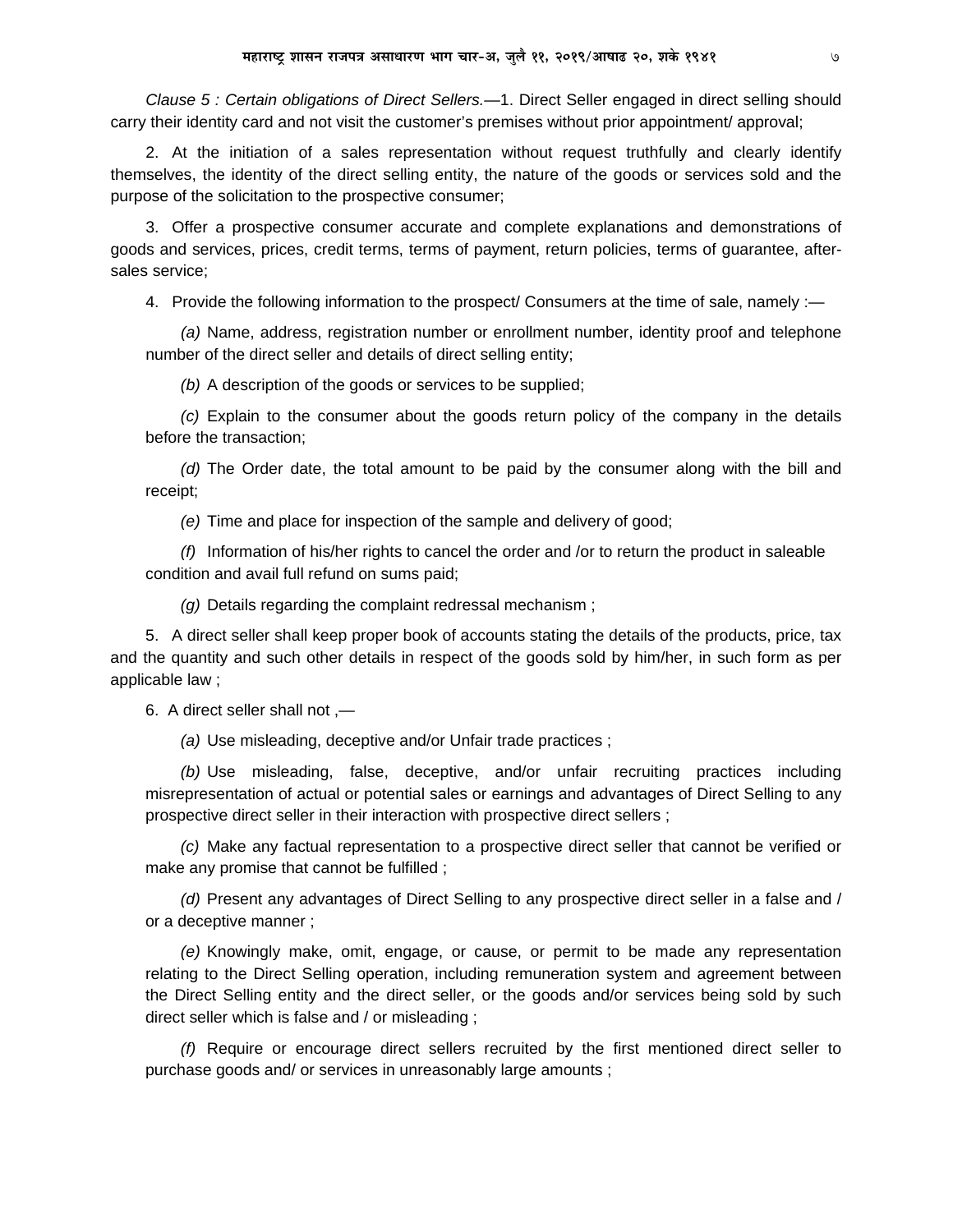*Clause 5 : Certain obligations of Direct Sellers.*—1. Direct Seller engaged in direct selling should carry their identity card and not visit the customer's premises without prior appointment/ approval;

2. At the initiation of a sales representation without request truthfully and clearly identify themselves, the identity of the direct selling entity, the nature of the goods or services sold and the purpose of the solicitation to the prospective consumer;

3. Offer a prospective consumer accurate and complete explanations and demonstrations of goods and services, prices, credit terms, terms of payment, return policies, terms of guarantee, after-sales service;

4. Provide the following information to the prospect/ Consumers at the time of sale, namely :—

*(a)* Name, address, registration number or enrollment number, identity proof and telephone number of the direct seller and details of direct selling entity;

*(b)* A description of the goods or services to be supplied;

*(c)* Explain to the consumer about the goods return policy of the company in the details before the transaction;

*(d)* The Order date, the total amount to be paid by the consumer along with the bill and receipt;

*(e)* Time and place for inspection of the sample and delivery of good;

*(f)* Information of his/her rights to cancel the order and /or to return the product in saleable condition and avail full refund on sums paid;

*(g)* Details regarding the complaint redressal mechanism ;

5. A direct seller shall keep proper book of accounts stating the details of the products, price, tax and the quantity and such other details in respect of the goods sold by him/her, in such form as per applicable law ;

6. A direct seller shall not ,—

*(a)* Use misleading, deceptive and/or Unfair trade practices ;

*(b)* Use misleading, false, deceptive, and/or unfair recruiting practices including misrepresentation of actual or potential sales or earnings and advantages of Direct Selling to any prospective direct seller in their interaction with prospective direct sellers ;

*(c)* Make any factual representation to a prospective direct seller that cannot be verified or make any promise that cannot be fulfilled ;

*(d)* Present any advantages of Direct Selling to any prospective direct seller in a false and / or a deceptive manner ;

*(e)* Knowingly make, omit, engage, or cause, or permit to be made any representation relating to the Direct Selling operation, including remuneration system and agreement between the Direct Selling entity and the direct seller, or the goods and/or services being sold by such direct seller which is false and / or misleading ;

*(f)* Require or encourage direct sellers recruited by the first mentioned direct seller to purchase goods and/ or services in unreasonably large amounts ;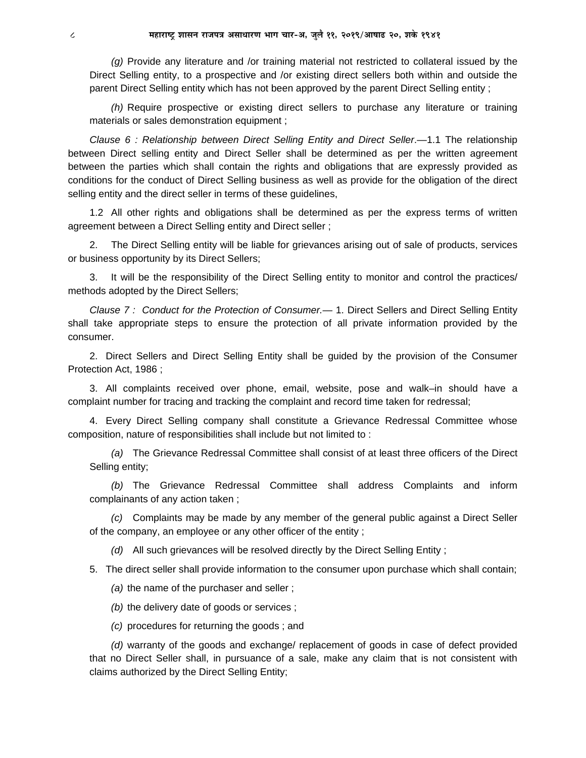*(g)* Provide any literature and /or training material not restricted to collateral issued by the Direct Selling entity, to a prospective and /or existing direct sellers both within and outside the parent Direct Selling entity which has not been approved by the parent Direct Selling entity ;

*(h)* Require prospective or existing direct sellers to purchase any literature or training materials or sales demonstration equipment ;

*Clause 6 : Relationship between Direct Selling Entity and Direct Seller*.—1.1 The relationship between Direct selling entity and Direct Seller shall be determined as per the written agreement between the parties which shall contain the rights and obligations that are expressly provided as conditions for the conduct of Direct Selling business as well as provide for the obligation of the direct selling entity and the direct seller in terms of these guidelines,

1.2 All other rights and obligations shall be determined as per the express terms of written agreement between a Direct Selling entity and Direct seller ;

2. The Direct Selling entity will be liable for grievances arising out of sale of products, services or business opportunity by its Direct Sellers;

3. It will be the responsibility of the Direct Selling entity to monitor and control the practices/ methods adopted by the Direct Sellers;

*Clause 7 : Conduct for the Protection of Consumer.*— 1. Direct Sellers and Direct Selling Entity shall take appropriate steps to ensure the protection of all private information provided by the consumer.

2. Direct Sellers and Direct Selling Entity shall be guided by the provision of the Consumer Protection Act, 1986 ;

3. All complaints received over phone, email, website, pose and walk–in should have a complaint number for tracing and tracking the complaint and record time taken for redressal;

4. Every Direct Selling company shall constitute a Grievance Redressal Committee whose composition, nature of responsibilities shall include but not limited to :

*(a)* The Grievance Redressal Committee shall consist of at least three officers of the Direct Selling entity;

*(b)* The Grievance Redressal Committee shall address Complaints and inform complainants of any action taken ;

*(c)* Complaints may be made by any member of the general public against a Direct Seller of the company, an employee or any other officer of the entity ;

*(d)* All such grievances will be resolved directly by the Direct Selling Entity ;

5. The direct seller shall provide information to the consumer upon purchase which shall contain;

*(a)* the name of the purchaser and seller ;

*(b)* the delivery date of goods or services ;

*(c)* procedures for returning the goods ; and

*(d)* warranty of the goods and exchange/ replacement of goods in case of defect provided that no Direct Seller shall, in pursuance of a sale, make any claim that is not consistent with claims authorized by the Direct Selling Entity;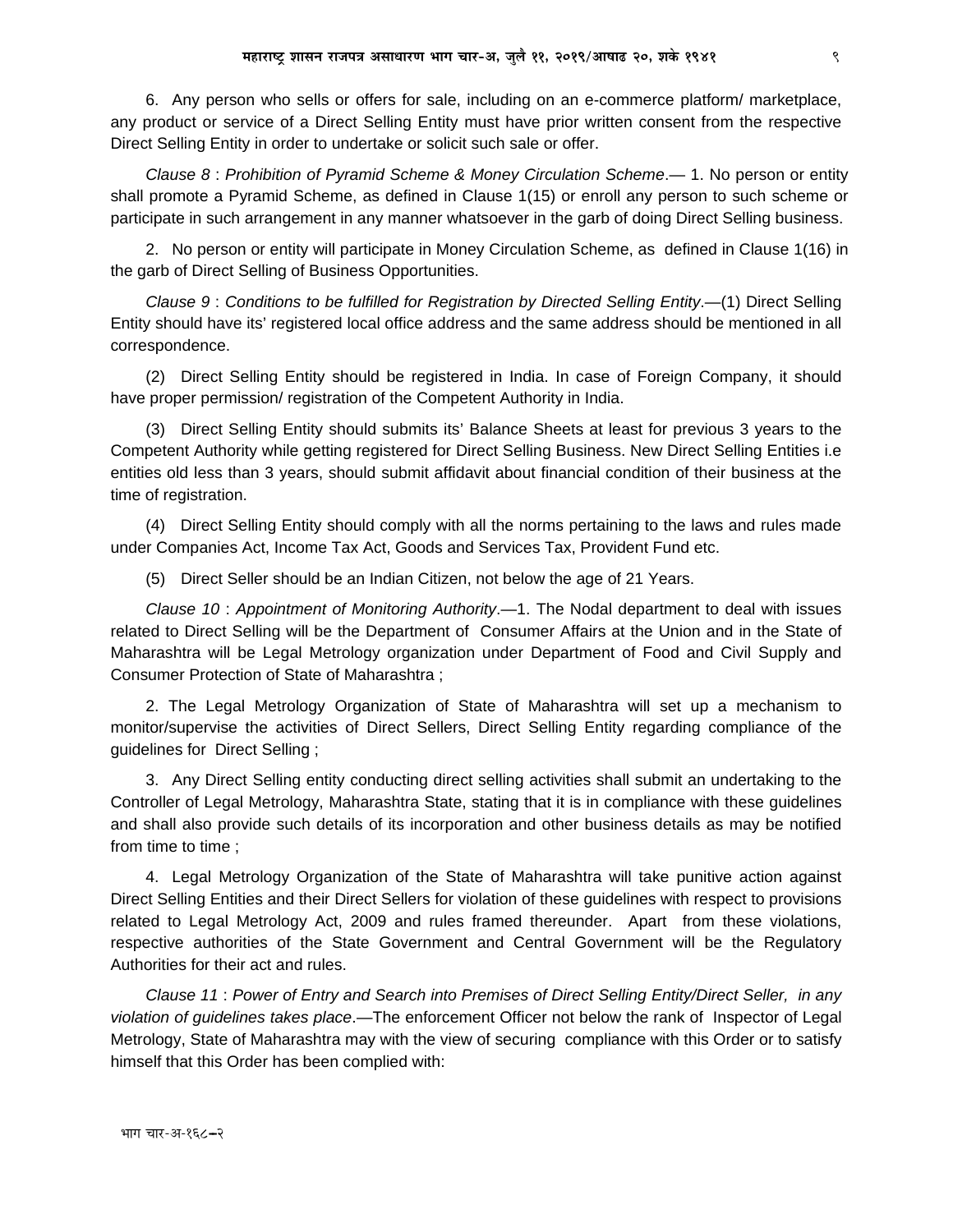6. Any person who sells or offers for sale, including on an e-commerce platform/ marketplace, any product or service of a Direct Selling Entity must have prior written consent from the respective Direct Selling Entity in order to undertake or solicit such sale or offer.

*Clause 8* : *Prohibition of Pyramid Scheme & Money Circulation Scheme*.— 1. No person or entity shall promote a Pyramid Scheme, as defined in Clause 1(15) or enroll any person to such scheme or participate in such arrangement in any manner whatsoever in the garb of doing Direct Selling business.

2. No person or entity will participate in Money Circulation Scheme, as defined in Clause 1(16) in the garb of Direct Selling of Business Opportunities.

*Clause 9* : *Conditions to be fulfilled for Registration by Directed Selling Entity*.—(1) Direct Selling Entity should have its' registered local office address and the same address should be mentioned in all correspondence.

(2) Direct Selling Entity should be registered in India. In case of Foreign Company, it should have proper permission/ registration of the Competent Authority in India.

(3) Direct Selling Entity should submits its' Balance Sheets at least for previous 3 years to the Competent Authority while getting registered for Direct Selling Business. New Direct Selling Entities i.e entities old less than 3 years, should submit affidavit about financial condition of their business at the time of registration.

(4) Direct Selling Entity should comply with all the norms pertaining to the laws and rules made under Companies Act, Income Tax Act, Goods and Services Tax, Provident Fund etc.

(5) Direct Seller should be an Indian Citizen, not below the age of 21 Years.

*Clause 10* : *Appointment of Monitoring Authority*.—1. The Nodal department to deal with issues related to Direct Selling will be the Department of Consumer Affairs at the Union and in the State of Maharashtra will be Legal Metrology organization under Department of Food and Civil Supply and Consumer Protection of State of Maharashtra ;

2. The Legal Metrology Organization of State of Maharashtra will set up a mechanism to monitor/supervise the activities of Direct Sellers, Direct Selling Entity regarding compliance of the guidelines for Direct Selling ;

3. Any Direct Selling entity conducting direct selling activities shall submit an undertaking to the Controller of Legal Metrology, Maharashtra State, stating that it is in compliance with these guidelines and shall also provide such details of its incorporation and other business details as may be notified from time to time ;

4. Legal Metrology Organization of the State of Maharashtra will take punitive action against Direct Selling Entities and their Direct Sellers for violation of these guidelines with respect to provisions related to Legal Metrology Act, 2009 and rules framed thereunder. Apart from these violations, respective authorities of the State Government and Central Government will be the Regulatory Authorities for their act and rules.

*Clause 11* : *Power of Entry and Search into Premises of Direct Selling Entity/Direct Seller, in any violation of guidelines takes place*.—The enforcement Officer not below the rank of Inspector of Legal Metrology, State of Maharashtra may with the view of securing compliance with this Order or to satisfy himself that this Order has been complied with:

भाग चार-अ-१६८–२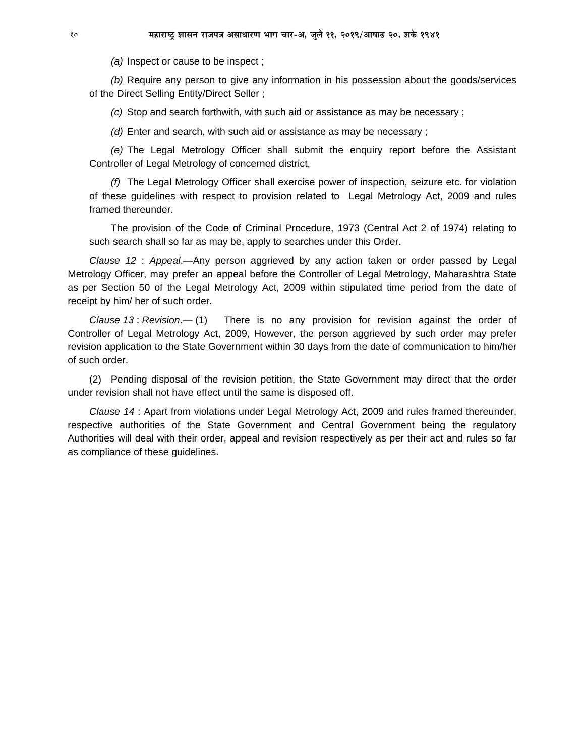*(a)* Inspect or cause to be inspect ;

*(b)* Require any person to give any information in his possession about the goods/services of the Direct Selling Entity/Direct Seller ;

*(c)* Stop and search forthwith, with such aid or assistance as may be necessary ;

*(d)* Enter and search, with such aid or assistance as may be necessary ;

*(e)* The Legal Metrology Officer shall submit the enquiry report before the Assistant Controller of Legal Metrology of concerned district,

*(f)* The Legal Metrology Officer shall exercise power of inspection, seizure etc. for violation of these guidelines with respect to provision related to Legal Metrology Act, 2009 and rules framed thereunder.

The provision of the Code of Criminal Procedure, 1973 (Central Act 2 of 1974) relating to such search shall so far as may be, apply to searches under this Order.

*Clause 12* : *Appeal*.—Any person aggrieved by any action taken or order passed by Legal Metrology Officer, may prefer an appeal before the Controller of Legal Metrology, Maharashtra State as per Section 50 of the Legal Metrology Act, 2009 within stipulated time period from the date of receipt by him/ her of such order.

*Clause 13* : *Revision*.— (1) There is no any provision for revision against the order of Controller of Legal Metrology Act, 2009, However, the person aggrieved by such order may prefer revision application to the State Government within 30 days from the date of communication to him/her of such order.

(2) Pending disposal of the revision petition, the State Government may direct that the order under revision shall not have effect until the same is disposed off.

*Clause 14* : Apart from violations under Legal Metrology Act, 2009 and rules framed thereunder, respective authorities of the State Government and Central Government being the regulatory Authorities will deal with their order, appeal and revision respectively as per their act and rules so far as compliance of these guidelines.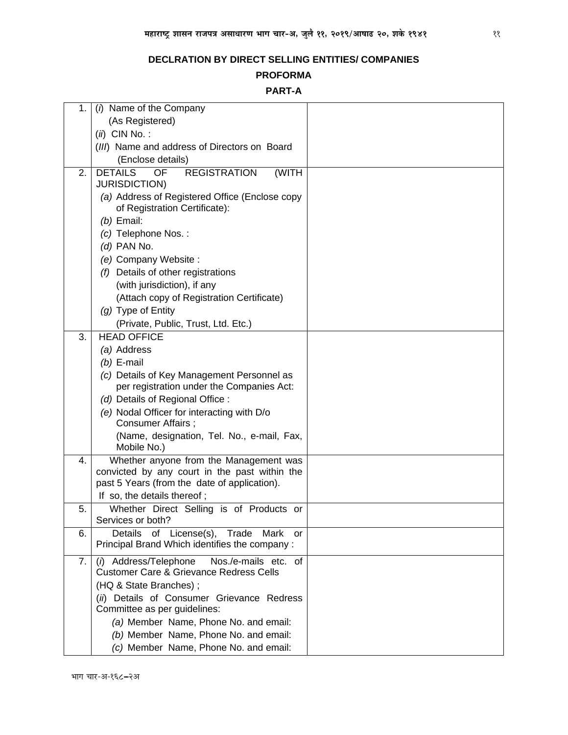**DECLRATION BY DIRECT SELLING ENTITIES/ COMPANIES**

**PROFORMA**

**PART-A**

| | | |
|---|---|---|
| 1. | (*i*) Name of the Company<br>(As Registered)<br>(*ii*) CIN No. :<br>(*III*) Name and address of Directors on Board<br>(Enclose details) | |
| 2. | DETAILS OF REGISTRATION (WITH JURISDICTION)<br>*(a)* Address of Registered Office (Enclose copy of Registration Certificate):<br>*(b)* Email:<br>*(c)* Telephone Nos. :<br>*(d)* PAN No.<br>*(e)* Company Website :<br>*(f)* Details of other registrations (with jurisdiction), if any (Attach copy of Registration Certificate)<br>*(g)* Type of Entity (Private, Public, Trust, Ltd. Etc.) | |
| 3. | HEAD OFFICE<br>*(a)* Address<br>*(b)* E-mail<br>*(c)* Details of Key Management Personnel as per registration under the Companies Act:<br>*(d)* Details of Regional Office :<br>*(e)* Nodal Officer for interacting with D/o Consumer Affairs ;<br>(Name, designation, Tel. No., e-mail, Fax, Mobile No.) | |
| 4. | Whether anyone from the Management was convicted by any court in the past within the past 5 Years (from the date of application).<br>If so, the details thereof ; | |
| 5. | Whether Direct Selling is of Products or Services or both? | |
| 6. | Details of License(s), Trade Mark or Principal Brand Which identifies the company : | |
| 7. | (*i*) Address/Telephone Nos./e-mails etc. of Customer Care & Grievance Redress Cells (HQ & State Branches) ;<br>(*ii*) Details of Consumer Grievance Redress Committee as per guidelines:<br>*(a)* Member Name, Phone No. and email:<br>*(b)* Member Name, Phone No. and email:<br>*(c)* Member Name, Phone No. and email: | |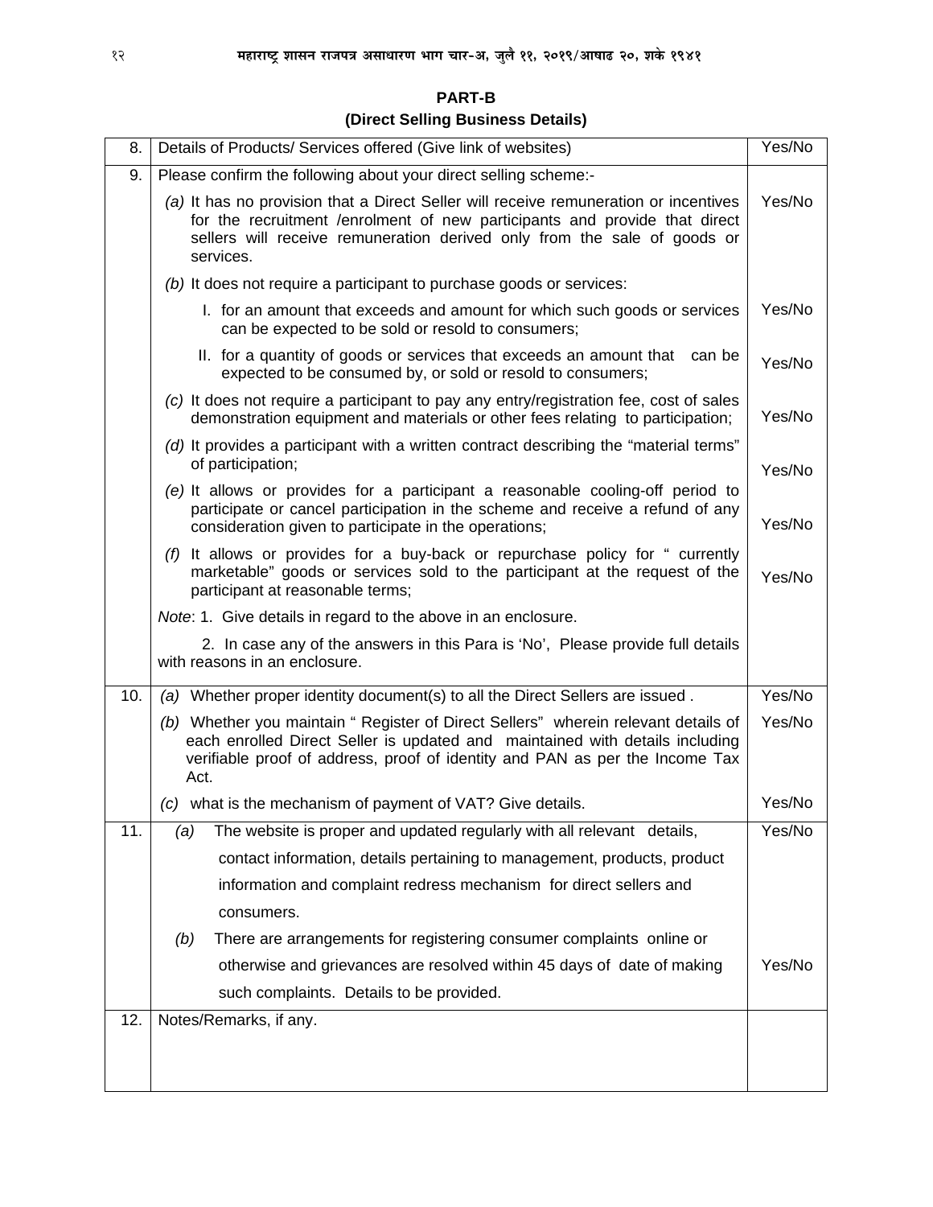**PART-B**

**(Direct Selling Business Details)**

| | | |
|---|---|---|
| 8. | Details of Products/ Services offered (Give link of websites) | Yes/No |
| 9. | Please confirm the following about your direct selling scheme:- | |
| | *(a)* It has no provision that a Direct Seller will receive remuneration or incentives for the recruitment /enrolment of new participants and provide that direct sellers will receive remuneration derived only from the sale of goods or services. | Yes/No |
| | *(b)* It does not require a participant to purchase goods or services: | |
| | I. for an amount that exceeds and amount for which such goods or services can be expected to be sold or resold to consumers; | Yes/No |
| | II. for a quantity of goods or services that exceeds an amount that can be expected to be consumed by, or sold or resold to consumers; | Yes/No |
| | *(c)* It does not require a participant to pay any entry/registration fee, cost of sales demonstration equipment and materials or other fees relating to participation; | Yes/No |
| | *(d)* It provides a participant with a written contract describing the "material terms" of participation; | Yes/No |
| | *(e)* It allows or provides for a participant a reasonable cooling-off period to participate or cancel participation in the scheme and receive a refund of any consideration given to participate in the operations; | Yes/No |
| | *(f)* It allows or provides for a buy-back or repurchase policy for " currently marketable" goods or services sold to the participant at the request of the participant at reasonable terms; | Yes/No |
| | *Note*: 1. Give details in regard to the above in an enclosure. | |
| | 2. In case any of the answers in this Para is 'No', Please provide full details with reasons in an enclosure. | |
| 10. | *(a)* Whether proper identity document(s) to all the Direct Sellers are issued . | Yes/No |
| | *(b)* Whether you maintain " Register of Direct Sellers" wherein relevant details of each enrolled Direct Seller is updated and maintained with details including verifiable proof of address, proof of identity and PAN as per the Income Tax Act. | Yes/No |
| | *(c)* what is the mechanism of payment of VAT? Give details. | Yes/No |
| 11. | *(a)* The website is proper and updated regularly with all relevant details, contact information, details pertaining to management, products, product information and complaint redress mechanism for direct sellers and consumers. | Yes/No |
| | *(b)* There are arrangements for registering consumer complaints online or otherwise and grievances are resolved within 45 days of date of making such complaints. Details to be provided. | Yes/No |
| 12. | Notes/Remarks, if any. | |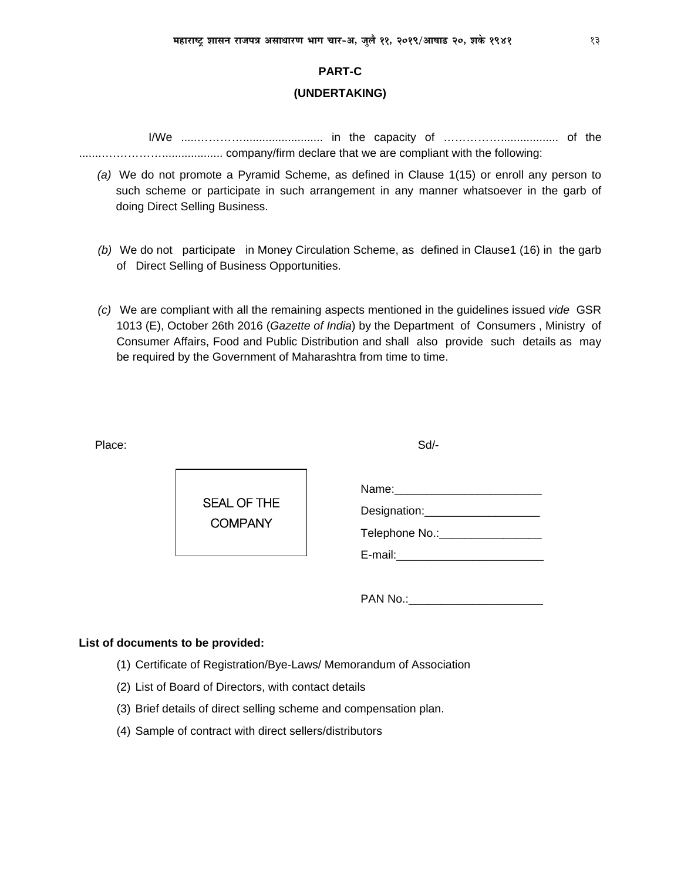**PART-C**

**(UNDERTAKING)**

I/We ......………….......................... in the capacity of ……………................. of the ......……………….................. company/firm declare that we are compliant with the following:

*(a)* We do not promote a Pyramid Scheme, as defined in Clause 1(15) or enroll any person to such scheme or participate in such arrangement in any manner whatsoever in the garb of doing Direct Selling Business.

*(b)* We do not participate in Money Circulation Scheme, as defined in Clause1 (16) in the garb of Direct Selling of Business Opportunities.

*(c)* We are compliant with all the remaining aspects mentioned in the guidelines issued *vide* GSR 1013 (E), October 26th 2016 (*Gazette of India*) by the Department of Consumers , Ministry of Consumer Affairs, Food and Public Distribution and shall also provide such details as may be required by the Government of Maharashtra from time to time.

Place: Sd/-

SEAL OF THE COMPANY

Name:_______________________

Designation:__________________

Telephone No.:________________

E-mail:_______________________

PAN No.:_____________________

**List of documents to be provided:**

(1) Certificate of Registration/Bye-Laws/ Memorandum of Association

(2) List of Board of Directors, with contact details

(3) Brief details of direct selling scheme and compensation plan.

(4) Sample of contract with direct sellers/distributors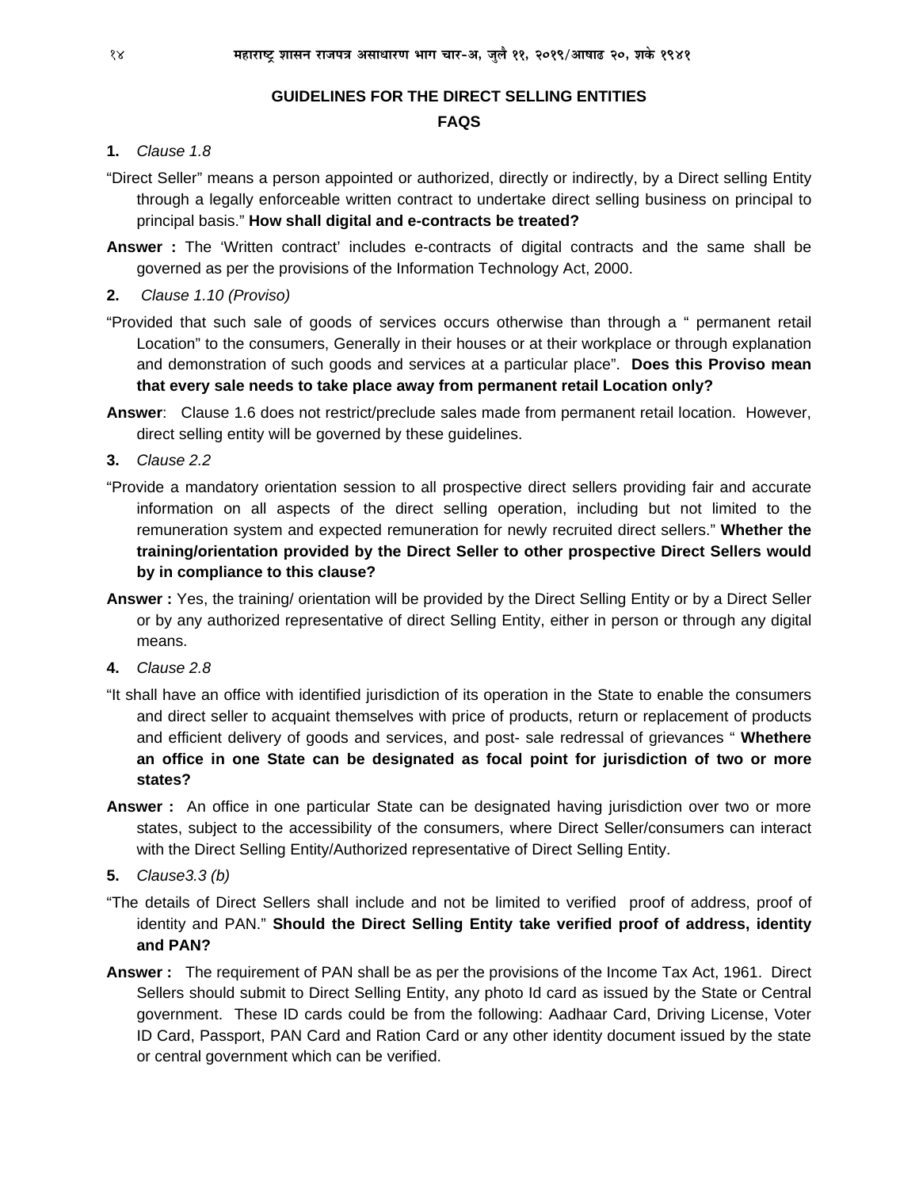## GUIDELINES FOR THE DIRECT SELLING ENTITIES

## FAQS

**1.** *Clause 1.8*

"Direct Seller" means a person appointed or authorized, directly or indirectly, by a Direct selling Entity through a legally enforceable written contract to undertake direct selling business on principal to principal basis." **How shall digital and e-contracts be treated?**

**Answer :** The 'Written contract' includes e-contracts of digital contracts and the same shall be governed as per the provisions of the Information Technology Act, 2000.

**2.** *Clause 1.10 (Proviso)*

"Provided that such sale of goods of services occurs otherwise than through a " permanent retail Location" to the consumers, Generally in their houses or at their workplace or through explanation and demonstration of such goods and services at a particular place". **Does this Proviso mean that every sale needs to take place away from permanent retail Location only?**

**Answer**: Clause 1.6 does not restrict/preclude sales made from permanent retail location. However, direct selling entity will be governed by these guidelines.

**3.** *Clause 2.2*

"Provide a mandatory orientation session to all prospective direct sellers providing fair and accurate information on all aspects of the direct selling operation, including but not limited to the remuneration system and expected remuneration for newly recruited direct sellers." **Whether the training/orientation provided by the Direct Seller to other prospective Direct Sellers would by in compliance to this clause?**

**Answer :** Yes, the training/ orientation will be provided by the Direct Selling Entity or by a Direct Seller or by any authorized representative of direct Selling Entity, either in person or through any digital means.

**4.** *Clause 2.8*

"It shall have an office with identified jurisdiction of its operation in the State to enable the consumers and direct seller to acquaint themselves with price of products, return or replacement of products and efficient delivery of goods and services, and post- sale redressal of grievances " **Whethere an office in one State can be designated as focal point for jurisdiction of two or more states?**

**Answer :** An office in one particular State can be designated having jurisdiction over two or more states, subject to the accessibility of the consumers, where Direct Seller/consumers can interact with the Direct Selling Entity/Authorized representative of Direct Selling Entity.

**5.** *Clause3.3 (b)*

"The details of Direct Sellers shall include and not be limited to verified proof of address, proof of identity and PAN." **Should the Direct Selling Entity take verified proof of address, identity and PAN?**

**Answer :** The requirement of PAN shall be as per the provisions of the Income Tax Act, 1961. Direct Sellers should submit to Direct Selling Entity, any photo Id card as issued by the State or Central government. These ID cards could be from the following: Aadhaar Card, Driving License, Voter ID Card, Passport, PAN Card and Ration Card or any other identity document issued by the state or central government which can be verified.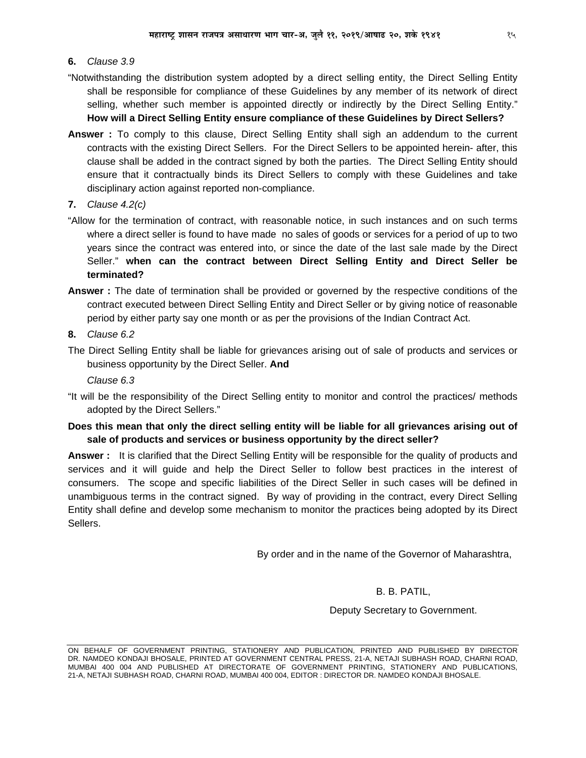**6.** *Clause 3.9*

"Notwithstanding the distribution system adopted by a direct selling entity, the Direct Selling Entity shall be responsible for compliance of these Guidelines by any member of its network of direct selling, whether such member is appointed directly or indirectly by the Direct Selling Entity." **How will a Direct Selling Entity ensure compliance of these Guidelines by Direct Sellers?**

**Answer :** To comply to this clause, Direct Selling Entity shall sigh an addendum to the current contracts with the existing Direct Sellers. For the Direct Sellers to be appointed herein- after, this clause shall be added in the contract signed by both the parties. The Direct Selling Entity should ensure that it contractually binds its Direct Sellers to comply with these Guidelines and take disciplinary action against reported non-compliance.

**7.** *Clause 4.2(c)*

"Allow for the termination of contract, with reasonable notice, in such instances and on such terms where a direct seller is found to have made no sales of goods or services for a period of up to two years since the contract was entered into, or since the date of the last sale made by the Direct Seller." **when can the contract between Direct Selling Entity and Direct Seller be terminated?**

**Answer :** The date of termination shall be provided or governed by the respective conditions of the contract executed between Direct Selling Entity and Direct Seller or by giving notice of reasonable period by either party say one month or as per the provisions of the Indian Contract Act.

**8.** *Clause 6.2*

The Direct Selling Entity shall be liable for grievances arising out of sale of products and services or business opportunity by the Direct Seller. **And**

*Clause 6.3*

"It will be the responsibility of the Direct Selling entity to monitor and control the practices/ methods adopted by the Direct Sellers."

**Does this mean that only the direct selling entity will be liable for all grievances arising out of sale of products and services or business opportunity by the direct seller?**

**Answer :** It is clarified that the Direct Selling Entity will be responsible for the quality of products and services and it will guide and help the Direct Seller to follow best practices in the interest of consumers. The scope and specific liabilities of the Direct Seller in such cases will be defined in unambiguous terms in the contract signed. By way of providing in the contract, every Direct Selling Entity shall define and develop some mechanism to monitor the practices being adopted by its Direct Sellers.

By order and in the name of the Governor of Maharashtra,

B. B. PATIL,

Deputy Secretary to Government.

ON BEHALF OF GOVERNMENT PRINTING, STATIONERY AND PUBLICATION, PRINTED AND PUBLISHED BY DIRECTOR DR. NAMDEO KONDAJI BHOSALE, PRINTED AT GOVERNMENT CENTRAL PRESS, 21-A, NETAJI SUBHASH ROAD, CHARNI ROAD, MUMBAI 400 004 AND PUBLISHED AT DIRECTORATE OF GOVERNMENT PRINTING, STATIONERY AND PUBLICATIONS, 21-A, NETAJI SUBHASH ROAD, CHARNI ROAD, MUMBAI 400 004, EDITOR : DIRECTOR DR. NAMDEO KONDAJI BHOSALE.